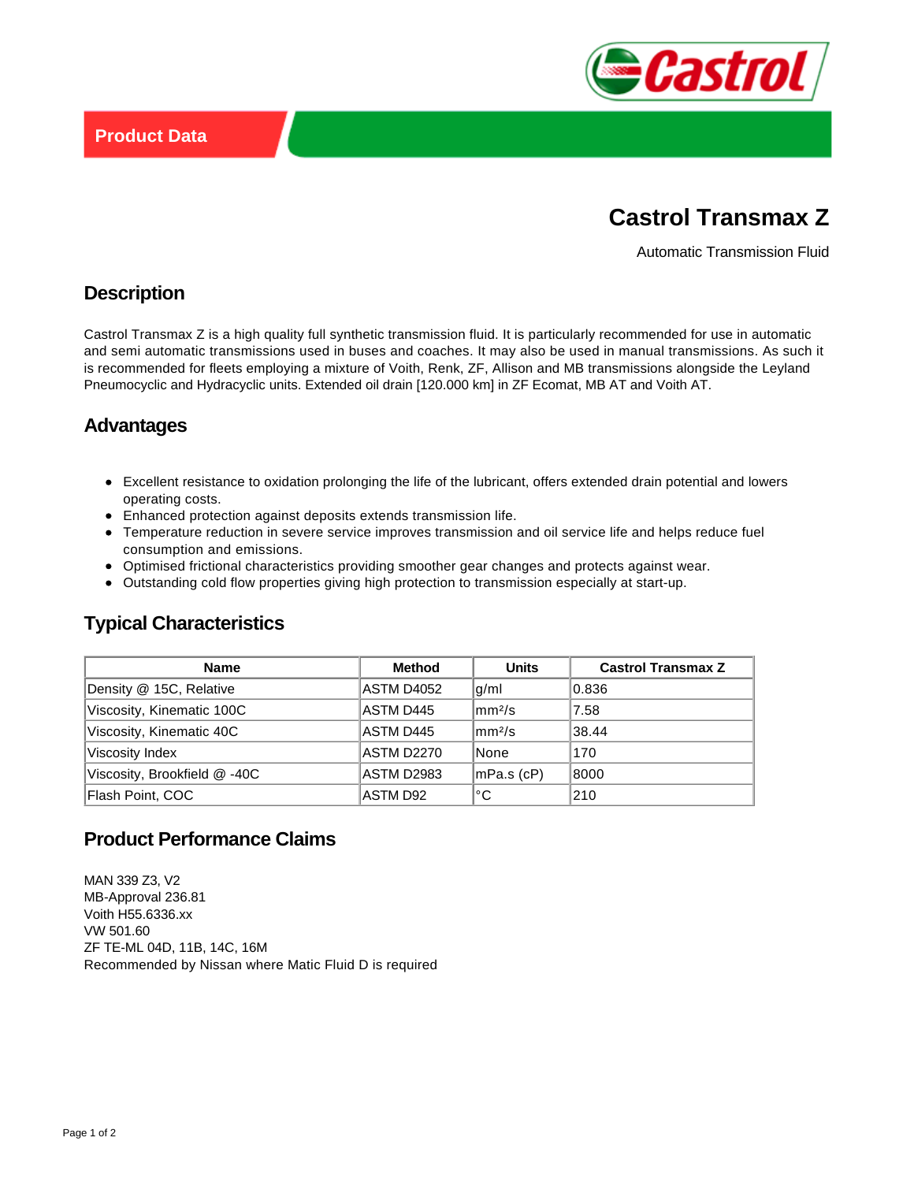Product Data

# Castrol Transmax Z

Automatic Transmission Fluid

## Description

Castrol Transmax Z is a high quality full synthetic transmission fluid. It is particularly recommended for use in automatic and semi automatic transmissions used in buses and coaches. It may also be used in manual transmissions. As such it is recommended for fleets employing a mixture of Voith, Renk, ZF, Allison and MB transmissions alongside the Leyland Pneumocyclic and Hydracyclic units. Extended oil drain [120.000 km] in ZF Ecomat, MB AT and Voith AT.

## Advantages

- Excellent resistance to oxidation prolonging the life of the lubricant, offers extended drain potential and lowers operating costs.
- Enhanced protection against deposits extends transmission life.
- Temperature reduction in severe service improves transmission and oil service life and helps reduce fuel consumption and emissions.
- Optimised frictional characteristics providing smoother gear changes and protects against wear.
- Outstanding cold flow properties giving high protection to transmission especially at start-up.

## Typical Characteristics

| Name | Method | Units | Castrol Transmax Z |
|---|---|---|---|
| Density @ 15C, Relative | ASTM D4052 | g/ml | 0.836 |
| Viscosity, Kinematic 100C | ASTM D445 | $mm^2/s$ | 7.58 |
| Viscosity, Kinematic 40C | ASTM D445 | $mm^2/s$ | 38.44 |
| Viscosity Index | ASTM D2270 | None | 170 |
| Viscosity, Brookfield @ -40C | ASTM D2983 | mPa.s (cP) | 8000 |
| Flash Point, COC | ASTM D92 | °C | 210 |

## Product Performance Claims

MAN 339 Z3, V2
MB-Approval 236.81
Voith H55.6336.xx
VW 501.60
ZF TE-ML 04D, 11B, 14C, 16M
Recommended by Nissan where Matic Fluid D is required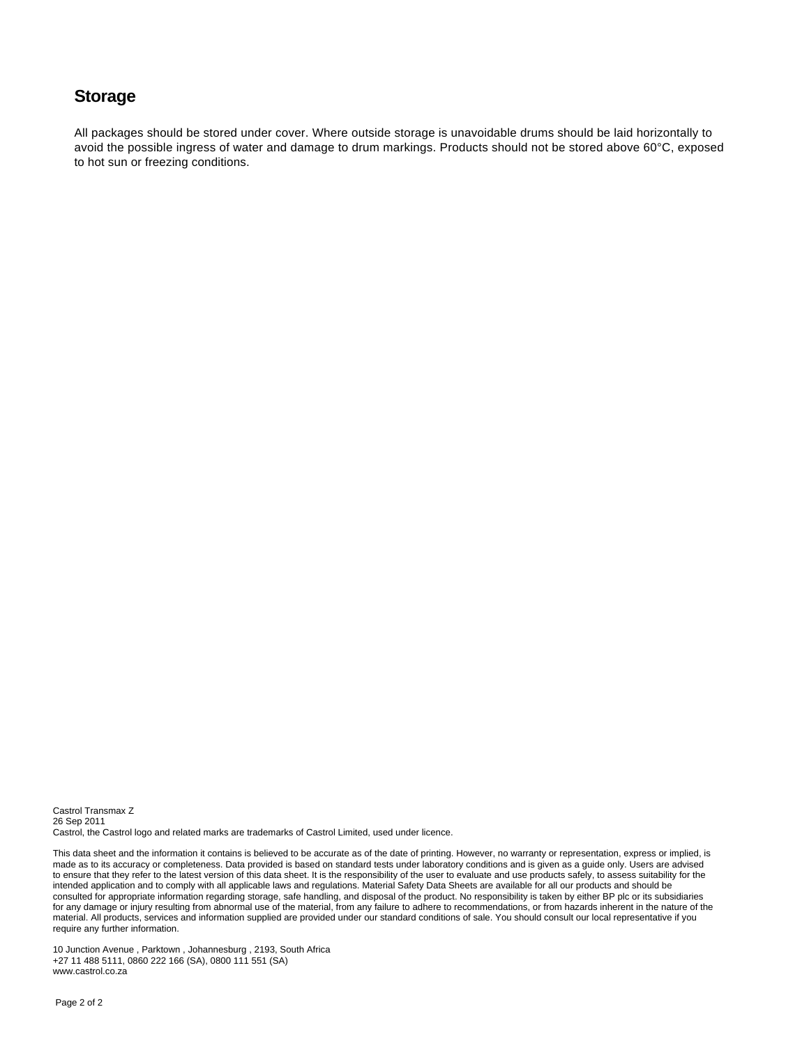## Storage

All packages should be stored under cover. Where outside storage is unavoidable drums should be laid horizontally to avoid the possible ingress of water and damage to drum markings. Products should not be stored above 60°C, exposed to hot sun or freezing conditions.

Castrol Transmax Z
26 Sep 2011
Castrol, the Castrol logo and related marks are trademarks of Castrol Limited, used under licence.

This data sheet and the information it contains is believed to be accurate as of the date of printing. However, no warranty or representation, express or implied, is made as to its accuracy or completeness. Data provided is based on standard tests under laboratory conditions and is given as a guide only. Users are advised to ensure that they refer to the latest version of this data sheet. It is the responsibility of the user to evaluate and use products safely, to assess suitability for the intended application and to comply with all applicable laws and regulations. Material Safety Data Sheets are available for all our products and should be consulted for appropriate information regarding storage, safe handling, and disposal of the product. No responsibility is taken by either BP plc or its subsidiaries for any damage or injury resulting from abnormal use of the material, from any failure to adhere to recommendations, or from hazards inherent in the nature of the material. All products, services and information supplied are provided under our standard conditions of sale. You should consult our local representative if you require any further information.

10 Junction Avenue , Parktown , Johannesburg , 2193, South Africa
+27 11 488 5111, 0860 222 166 (SA), 0800 111 551 (SA)
www.castrol.co.za